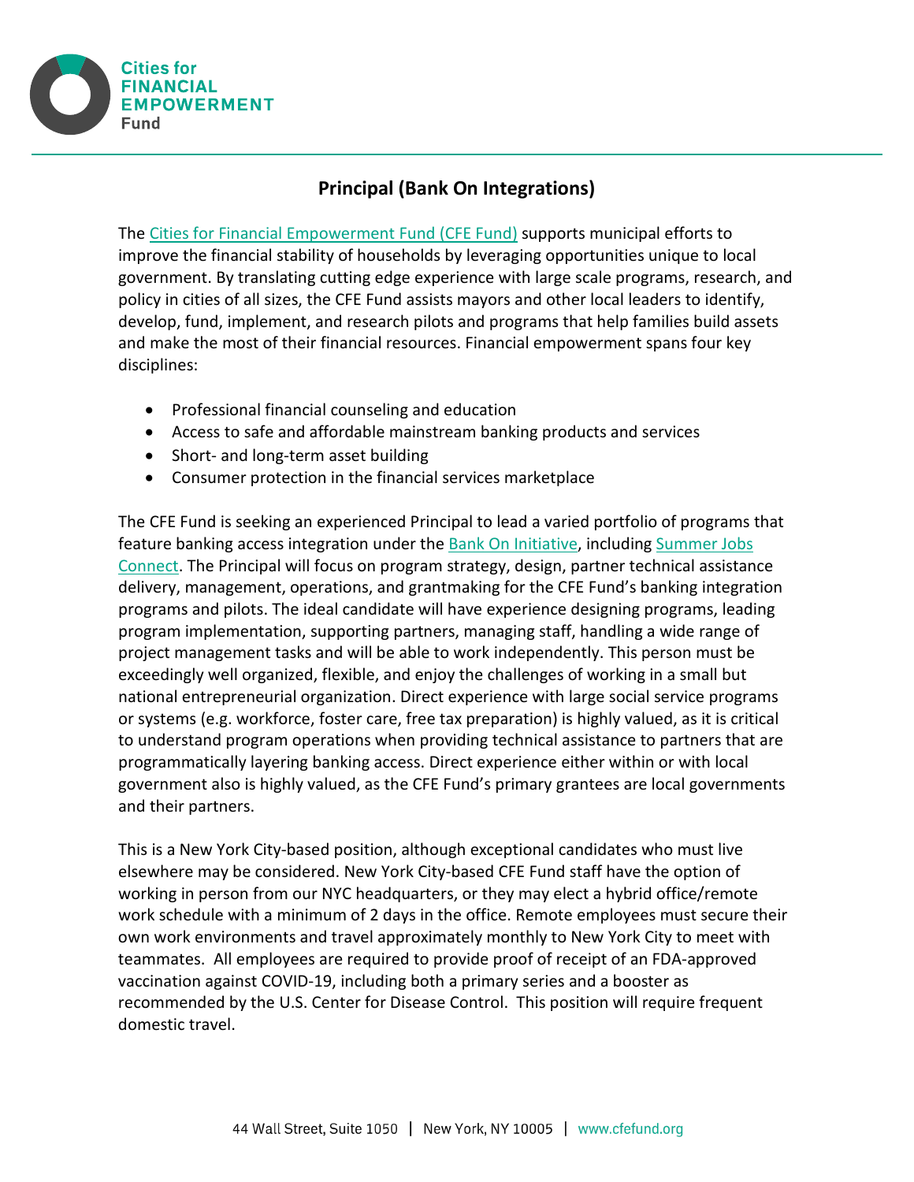# Principal (Bank On Integrations)

The Cities for Financial Empowerment Fund (CFE Fund) supports municipal efforts to improve the financial stability of households by leveraging opportunities unique to local government. By translating cutting edge experience with large scale programs, research, and policy in cities of all sizes, the CFE Fund assists mayors and other local leaders to identify, develop, fund, implement, and research pilots and programs that help families build assets and make the most of their financial resources. Financial empowerment spans four key disciplines:

- Professional financial counseling and education
- Access to safe and affordable mainstream banking products and services
- Short- and long-term asset building
- Consumer protection in the financial services marketplace

The CFE Fund is seeking an experienced Principal to lead a varied portfolio of programs that feature banking access integration under the Bank On Initiative, including Summer Jobs Connect. The Principal will focus on program strategy, design, partner technical assistance delivery, management, operations, and grantmaking for the CFE Fund's banking integration programs and pilots. The ideal candidate will have experience designing programs, leading program implementation, supporting partners, managing staff, handling a wide range of project management tasks and will be able to work independently. This person must be exceedingly well organized, flexible, and enjoy the challenges of working in a small but national entrepreneurial organization. Direct experience with large social service programs or systems (e.g. workforce, foster care, free tax preparation) is highly valued, as it is critical to understand program operations when providing technical assistance to partners that are programmatically layering banking access. Direct experience either within or with local government also is highly valued, as the CFE Fund's primary grantees are local governments and their partners.

This is a New York City-based position, although exceptional candidates who must live elsewhere may be considered. New York City-based CFE Fund staff have the option of working in person from our NYC headquarters, or they may elect a hybrid office/remote work schedule with a minimum of 2 days in the office. Remote employees must secure their own work environments and travel approximately monthly to New York City to meet with teammates. All employees are required to provide proof of receipt of an FDA-approved vaccination against COVID-19, including both a primary series and a booster as recommended by the U.S. Center for Disease Control. This position will require frequent domestic travel.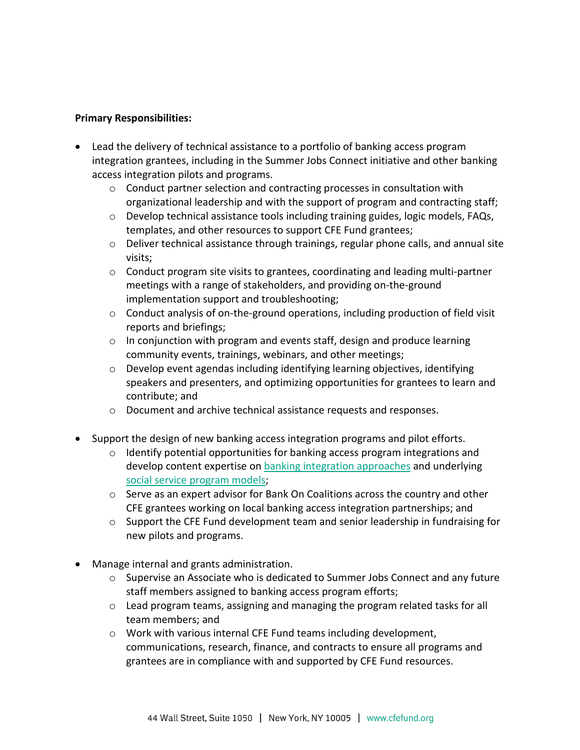**Primary Responsibilities:**

- Lead the delivery of technical assistance to a portfolio of banking access program integration grantees, including in the Summer Jobs Connect initiative and other banking access integration pilots and programs.
  - Conduct partner selection and contracting processes in consultation with organizational leadership and with the support of program and contracting staff;
  - Develop technical assistance tools including training guides, logic models, FAQs, templates, and other resources to support CFE Fund grantees;
  - Deliver technical assistance through trainings, regular phone calls, and annual site visits;
  - Conduct program site visits to grantees, coordinating and leading multi-partner meetings with a range of stakeholders, and providing on-the-ground implementation support and troubleshooting;
  - Conduct analysis of on-the-ground operations, including production of field visit reports and briefings;
  - In conjunction with program and events staff, design and produce learning community events, trainings, webinars, and other meetings;
  - Develop event agendas including identifying learning objectives, identifying speakers and presenters, and optimizing opportunities for grantees to learn and contribute; and
  - Document and archive technical assistance requests and responses.

- Support the design of new banking access integration programs and pilot efforts.
  - Identify potential opportunities for banking access program integrations and develop content expertise on banking integration approaches and underlying social service program models;
  - Serve as an expert advisor for Bank On Coalitions across the country and other CFE grantees working on local banking access integration partnerships; and
  - Support the CFE Fund development team and senior leadership in fundraising for new pilots and programs.

- Manage internal and grants administration.
  - Supervise an Associate who is dedicated to Summer Jobs Connect and any future staff members assigned to banking access program efforts;
  - Lead program teams, assigning and managing the program related tasks for all team members; and
  - Work with various internal CFE Fund teams including development, communications, research, finance, and contracts to ensure all programs and grantees are in compliance with and supported by CFE Fund resources.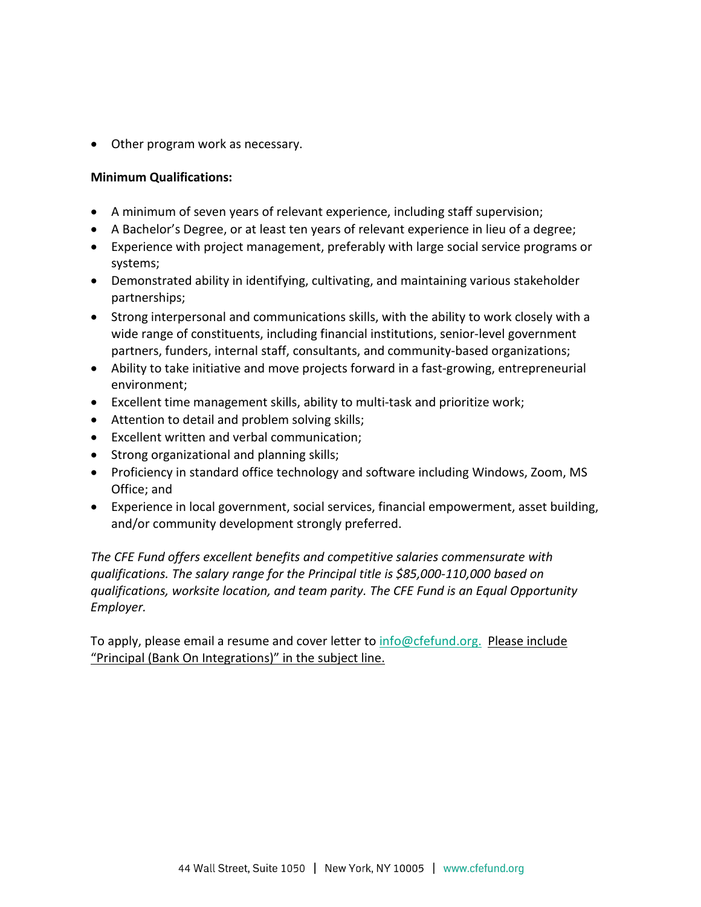- Other program work as necessary.

**Minimum Qualifications:**

- A minimum of seven years of relevant experience, including staff supervision;
- A Bachelor's Degree, or at least ten years of relevant experience in lieu of a degree;
- Experience with project management, preferably with large social service programs or systems;
- Demonstrated ability in identifying, cultivating, and maintaining various stakeholder partnerships;
- Strong interpersonal and communications skills, with the ability to work closely with a wide range of constituents, including financial institutions, senior-level government partners, funders, internal staff, consultants, and community-based organizations;
- Ability to take initiative and move projects forward in a fast-growing, entrepreneurial environment;
- Excellent time management skills, ability to multi-task and prioritize work;
- Attention to detail and problem solving skills;
- Excellent written and verbal communication;
- Strong organizational and planning skills;
- Proficiency in standard office technology and software including Windows, Zoom, MS Office; and
- Experience in local government, social services, financial empowerment, asset building, and/or community development strongly preferred.

*The CFE Fund offers excellent benefits and competitive salaries commensurate with qualifications. The salary range for the Principal title is $85,000-110,000 based on qualifications, worksite location, and team parity. The CFE Fund is an Equal Opportunity Employer.*

To apply, please email a resume and cover letter to info@cfefund.org. Please include "Principal (Bank On Integrations)" in the subject line.